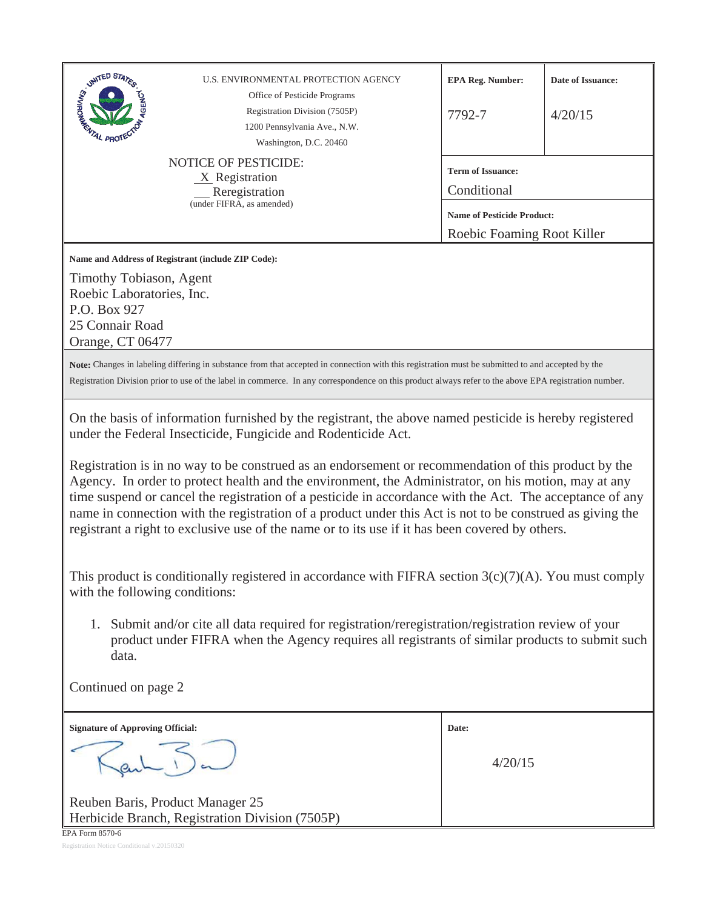U.S. ENVIRONMENTAL PROTECTION AGENCY
Office of Pesticide Programs
Registration Division (7505P)
1200 Pennsylvania Ave., N.W.
Washington, D.C. 20460

| **EPA Reg. Number:** | **Date of Issuance:** |
|---|---|
| 7792-7 | 4/20/15 |

NOTICE OF PESTICIDE:
_X_ Registration
__ Reregistration
(under FIFRA, as amended)

**Term of Issuance:**
Conditional

**Name of Pesticide Product:**
Roebic Foaming Root Killer

**Name and Address of Registrant (include ZIP Code):**

Timothy Tobiason, Agent
Roebic Laboratories, Inc.
P.O. Box 927
25 Connair Road
Orange, CT 06477

**Note:** Changes in labeling differing in substance from that accepted in connection with this registration must be submitted to and accepted by the Registration Division prior to use of the label in commerce. In any correspondence on this product always refer to the above EPA registration number.

On the basis of information furnished by the registrant, the above named pesticide is hereby registered under the Federal Insecticide, Fungicide and Rodenticide Act.

Registration is in no way to be construed as an endorsement or recommendation of this product by the Agency. In order to protect health and the environment, the Administrator, on his motion, may at any time suspend or cancel the registration of a pesticide in accordance with the Act. The acceptance of any name in connection with the registration of a product under this Act is not to be construed as giving the registrant a right to exclusive use of the name or to its use if it has been covered by others.

This product is conditionally registered in accordance with FIFRA section 3(c)(7)(A). You must comply with the following conditions:

1. Submit and/or cite all data required for registration/reregistration/registration review of your product under FIFRA when the Agency requires all registrants of similar products to submit such data.

Continued on page 2

**Signature of Approving Official:**

Reuben Baris, Product Manager 25
Herbicide Branch, Registration Division (7505P)

**Date:**
4/20/15

EPA Form 8570-6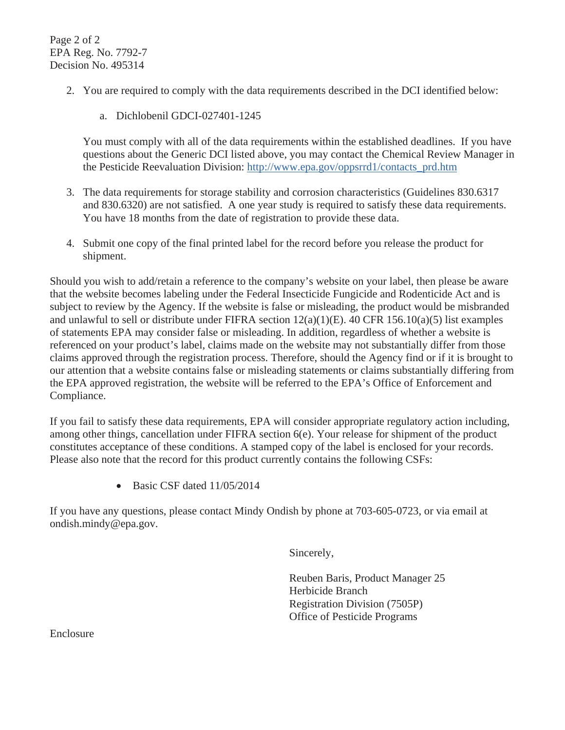Page 2 of 2
EPA Reg. No. 7792-7
Decision No. 495314

2. You are required to comply with the data requirements described in the DCI identified below:

   a. Dichlobenil GDCI-027401-1245

   You must comply with all of the data requirements within the established deadlines. If you have questions about the Generic DCI listed above, you may contact the Chemical Review Manager in the Pesticide Reevaluation Division: [http://www.epa.gov/oppsrrd1/contacts_prd.htm](http://www.epa.gov/oppsrrd1/contacts_prd.htm)

3. The data requirements for storage stability and corrosion characteristics (Guidelines 830.6317 and 830.6320) are not satisfied. A one year study is required to satisfy these data requirements. You have 18 months from the date of registration to provide these data.

4. Submit one copy of the final printed label for the record before you release the product for shipment.

Should you wish to add/retain a reference to the company's website on your label, then please be aware that the website becomes labeling under the Federal Insecticide Fungicide and Rodenticide Act and is subject to review by the Agency. If the website is false or misleading, the product would be misbranded and unlawful to sell or distribute under FIFRA section 12(a)(1)(E). 40 CFR 156.10(a)(5) list examples of statements EPA may consider false or misleading. In addition, regardless of whether a website is referenced on your product's label, claims made on the website may not substantially differ from those claims approved through the registration process. Therefore, should the Agency find or if it is brought to our attention that a website contains false or misleading statements or claims substantially differing from the EPA approved registration, the website will be referred to the EPA's Office of Enforcement and Compliance.

If you fail to satisfy these data requirements, EPA will consider appropriate regulatory action including, among other things, cancellation under FIFRA section 6(e). Your release for shipment of the product constitutes acceptance of these conditions. A stamped copy of the label is enclosed for your records. Please also note that the record for this product currently contains the following CSFs:

- Basic CSF dated 11/05/2014

If you have any questions, please contact Mindy Ondish by phone at 703-605-0723, or via email at ondish.mindy@epa.gov.

Sincerely,

Reuben Baris, Product Manager 25
Herbicide Branch
Registration Division (7505P)
Office of Pesticide Programs

Enclosure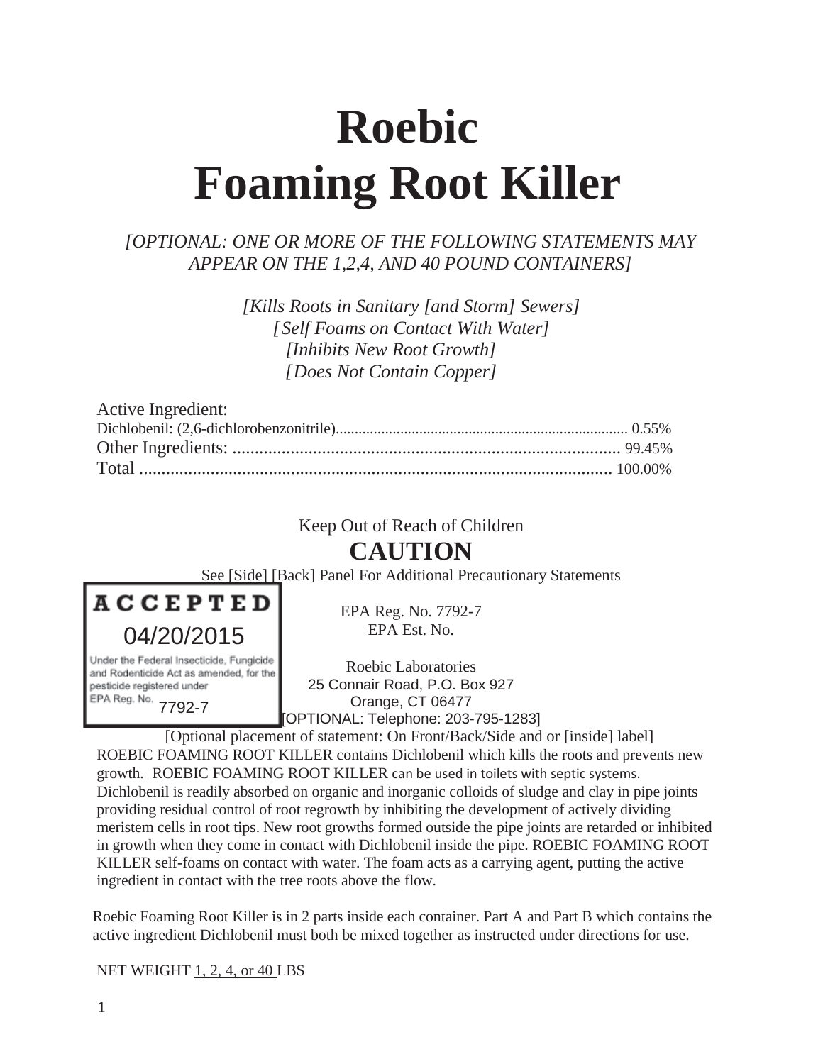# Roebic
# Foaming Root Killer

*[OPTIONAL: ONE OR MORE OF THE FOLLOWING STATEMENTS MAY APPEAR ON THE 1,2,4, AND 40 POUND CONTAINERS]*

*[Kills Roots in Sanitary [and Storm] Sewers]*
*[Self Foams on Contact With Water]*
*[Inhibits New Root Growth]*
*[Does Not Contain Copper]*

Active Ingredient:
Dichlobenil: (2,6-dichlorobenzonitrile)............................................................................ 0.55%
Other Ingredients: ....................................................................................... 99.45%
Total ........................................................................................................... 100.00%

Keep Out of Reach of Children

**CAUTION**

See [Side] [Back] Panel For Additional Precautionary Statements

ACCEPTED
04/20/2015
Under the Federal Insecticide, Fungicide and Rodenticide Act as amended, for the pesticide registered under EPA Reg. No. 7792-7

EPA Reg. No. 7792-7
EPA Est. No.

Roebic Laboratories
25 Connair Road, P.O. Box 927
Orange, CT 06477
[OPTIONAL: Telephone: 203-795-1283]

[Optional placement of statement: On Front/Back/Side and or [inside] label]
ROEBIC FOAMING ROOT KILLER contains Dichlobenil which kills the roots and prevents new growth. ROEBIC FOAMING ROOT KILLER can be used in toilets with septic systems. Dichlobenil is readily absorbed on organic and inorganic colloids of sludge and clay in pipe joints providing residual control of root regrowth by inhibiting the development of actively dividing meristem cells in root tips. New root growths formed outside the pipe joints are retarded or inhibited in growth when they come in contact with Dichlobenil inside the pipe. ROEBIC FOAMING ROOT KILLER self-foams on contact with water. The foam acts as a carrying agent, putting the active ingredient in contact with the tree roots above the flow.

Roebic Foaming Root Killer is in 2 parts inside each container. Part A and Part B which contains the active ingredient Dichlobenil must both be mixed together as instructed under directions for use.

NET WEIGHT 1, 2, 4, or 40 LBS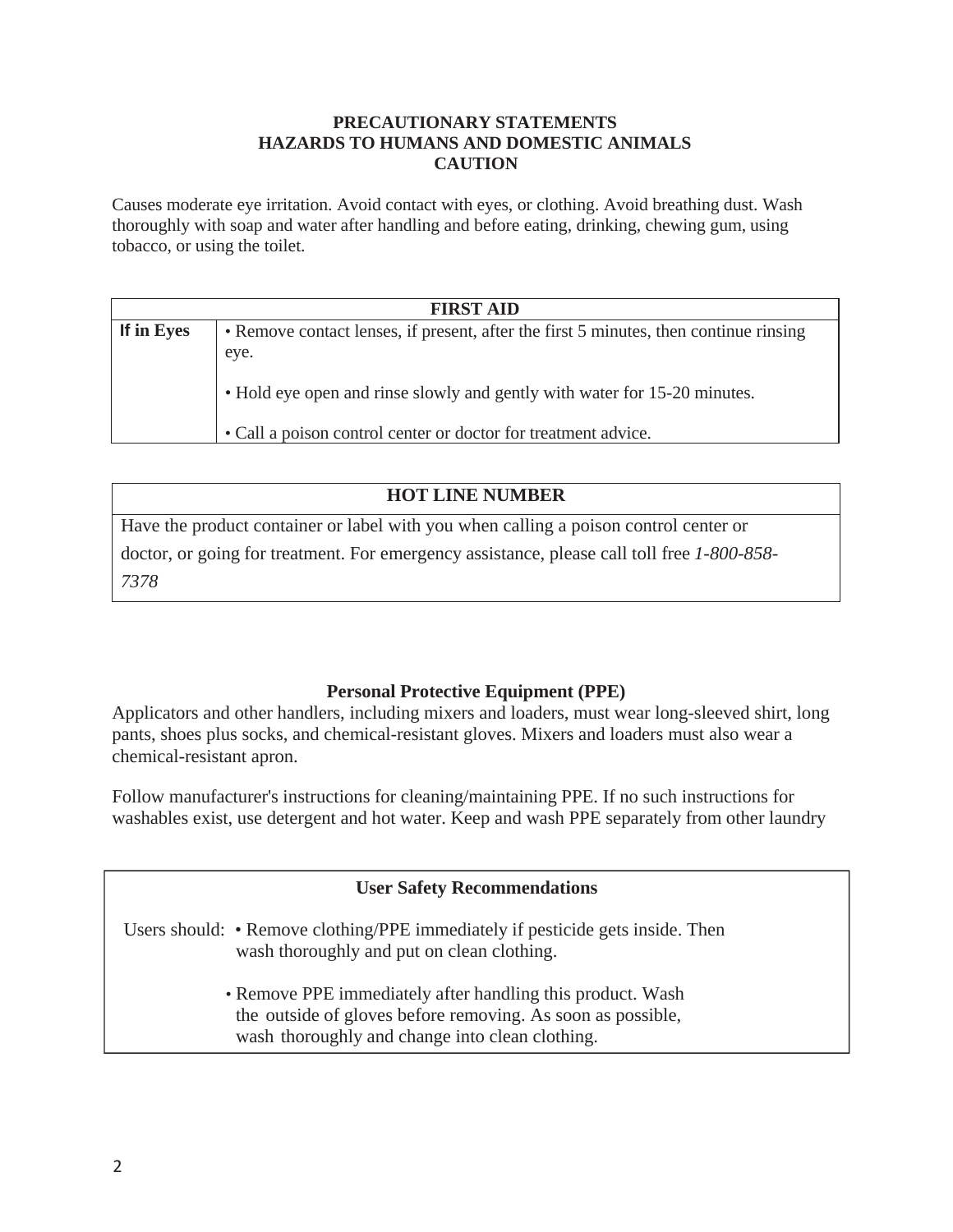**PRECAUTIONARY STATEMENTS**
**HAZARDS TO HUMANS AND DOMESTIC ANIMALS**
**CAUTION**

Causes moderate eye irritation. Avoid contact with eyes, or clothing. Avoid breathing dust. Wash thoroughly with soap and water after handling and before eating, drinking, chewing gum, using tobacco, or using the toilet.

| **FIRST AID** | |
|---|---|
| **If in Eyes** | • Remove contact lenses, if present, after the first 5 minutes, then continue rinsing eye.<br><br>• Hold eye open and rinse slowly and gently with water for 15-20 minutes.<br><br>• Call a poison control center or doctor for treatment advice. |

| **HOT LINE NUMBER** |
|---|
| Have the product container or label with you when calling a poison control center or doctor, or going for treatment. For emergency assistance, please call toll free *1-800-858-7378* |

**Personal Protective Equipment (PPE)**

Applicators and other handlers, including mixers and loaders, must wear long-sleeved shirt, long pants, shoes plus socks, and chemical-resistant gloves. Mixers and loaders must also wear a chemical-resistant apron.

Follow manufacturer's instructions for cleaning/maintaining PPE. If no such instructions for washables exist, use detergent and hot water. Keep and wash PPE separately from other laundry

| **User Safety Recommendations** | |
|---|---|
| Users should: | • Remove clothing/PPE immediately if pesticide gets inside. Then wash thoroughly and put on clean clothing.<br><br>• Remove PPE immediately after handling this product. Wash the outside of gloves before removing. As soon as possible, wash thoroughly and change into clean clothing. |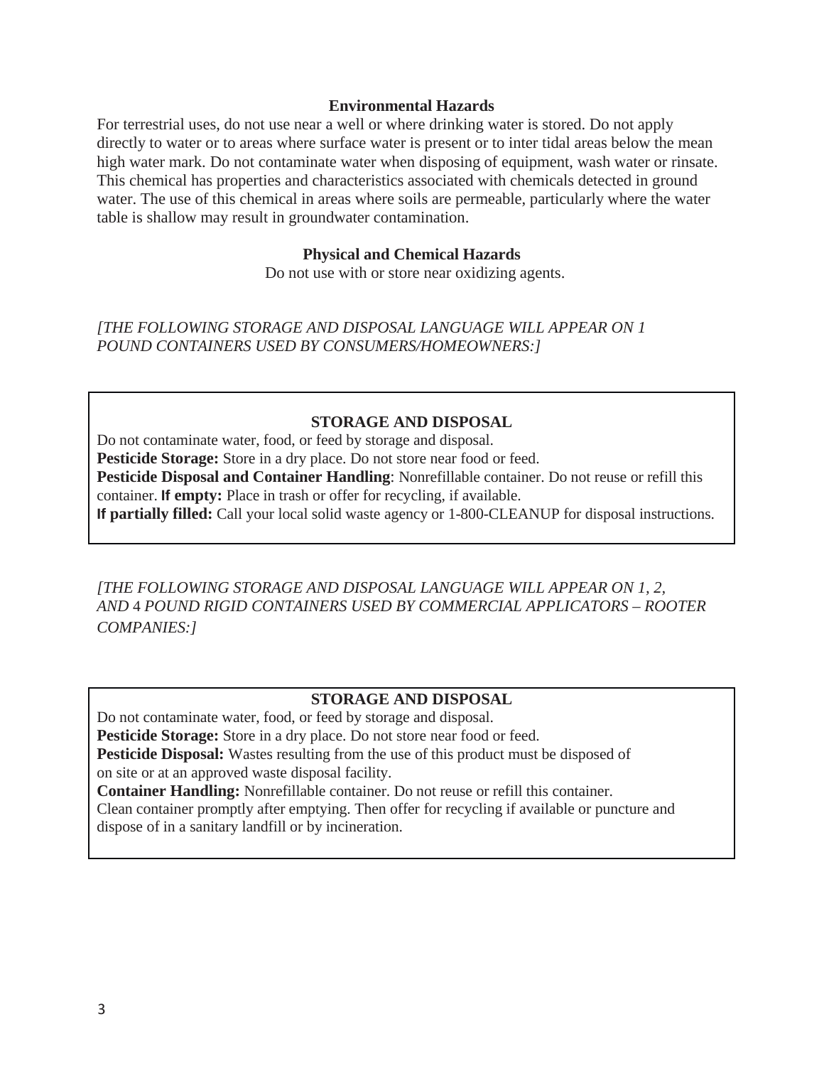### Environmental Hazards

For terrestrial uses, do not use near a well or where drinking water is stored. Do not apply directly to water or to areas where surface water is present or to inter tidal areas below the mean high water mark. Do not contaminate water when disposing of equipment, wash water or rinsate. This chemical has properties and characteristics associated with chemicals detected in ground water. The use of this chemical in areas where soils are permeable, particularly where the water table is shallow may result in groundwater contamination.

### Physical and Chemical Hazards

Do not use with or store near oxidizing agents.

*[THE FOLLOWING STORAGE AND DISPOSAL LANGUAGE WILL APPEAR ON 1 POUND CONTAINERS USED BY CONSUMERS/HOMEOWNERS:]*

### STORAGE AND DISPOSAL

Do not contaminate water, food, or feed by storage and disposal.

**Pesticide Storage:** Store in a dry place. Do not store near food or feed.

**Pesticide Disposal and Container Handling**: Nonrefillable container. Do not reuse or refill this container. **If empty:** Place in trash or offer for recycling, if available.

**If partially filled:** Call your local solid waste agency or 1-800-CLEANUP for disposal instructions.

*[THE FOLLOWING STORAGE AND DISPOSAL LANGUAGE WILL APPEAR ON 1, 2, AND 4 POUND RIGID CONTAINERS USED BY COMMERCIAL APPLICATORS – ROOTER COMPANIES:]*

### STORAGE AND DISPOSAL

Do not contaminate water, food, or feed by storage and disposal.

**Pesticide Storage:** Store in a dry place. Do not store near food or feed.

**Pesticide Disposal:** Wastes resulting from the use of this product must be disposed of on site or at an approved waste disposal facility.

**Container Handling:** Nonrefillable container. Do not reuse or refill this container. Clean container promptly after emptying. Then offer for recycling if available or puncture and dispose of in a sanitary landfill or by incineration.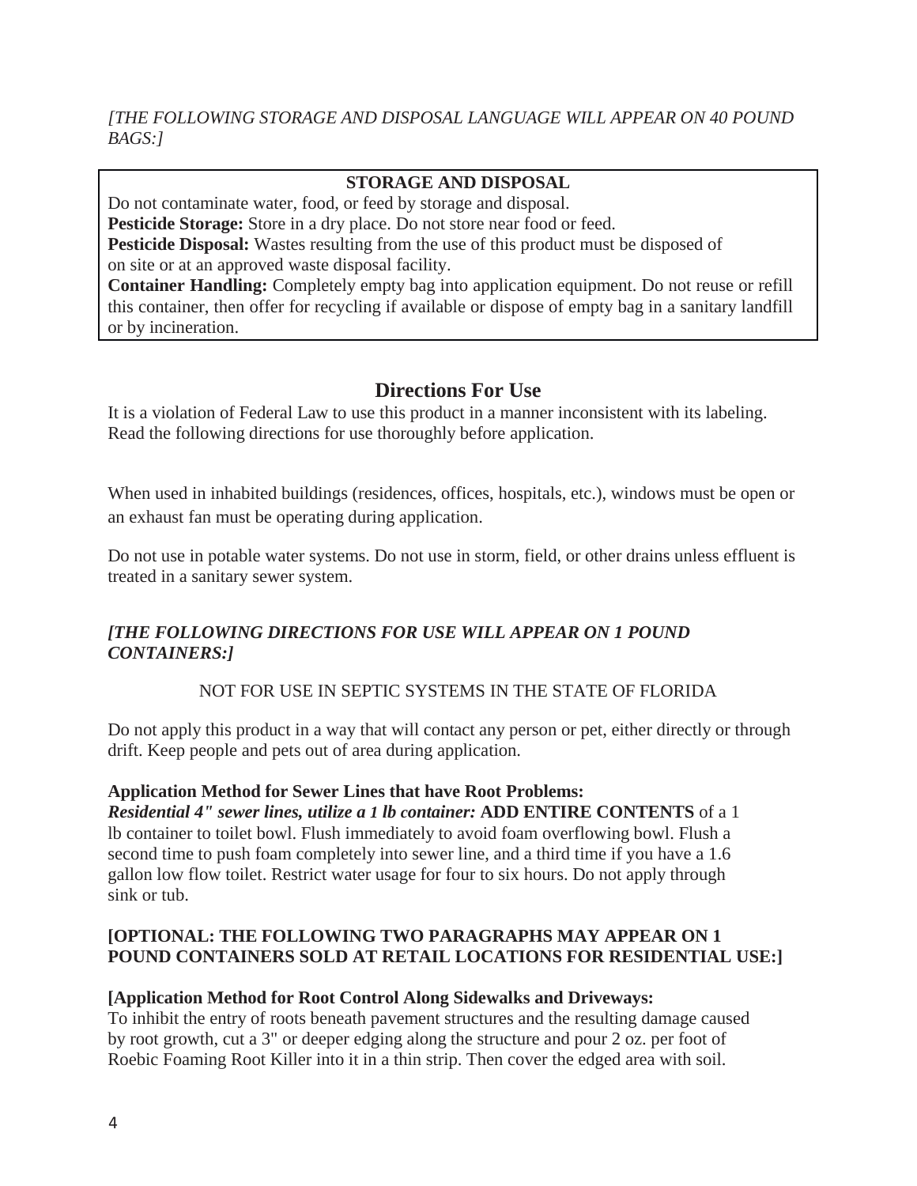*[THE FOLLOWING STORAGE AND DISPOSAL LANGUAGE WILL APPEAR ON 40 POUND BAGS:]*

**STORAGE AND DISPOSAL**

Do not contaminate water, food, or feed by storage and disposal.

**Pesticide Storage:** Store in a dry place. Do not store near food or feed.

**Pesticide Disposal:** Wastes resulting from the use of this product must be disposed of on site or at an approved waste disposal facility.

**Container Handling:** Completely empty bag into application equipment. Do not reuse or refill this container, then offer for recycling if available or dispose of empty bag in a sanitary landfill or by incineration.

## Directions For Use

It is a violation of Federal Law to use this product in a manner inconsistent with its labeling. Read the following directions for use thoroughly before application.

When used in inhabited buildings (residences, offices, hospitals, etc.), windows must be open or an exhaust fan must be operating during application.

Do not use in potable water systems. Do not use in storm, field, or other drains unless effluent is treated in a sanitary sewer system.

***[THE FOLLOWING DIRECTIONS FOR USE WILL APPEAR ON 1 POUND CONTAINERS:]***

NOT FOR USE IN SEPTIC SYSTEMS IN THE STATE OF FLORIDA

Do not apply this product in a way that will contact any person or pet, either directly or through drift. Keep people and pets out of area during application.

**Application Method for Sewer Lines that have Root Problems:**

***Residential 4" sewer lines, utilize a 1 lb container:*** **ADD ENTIRE CONTENTS** of a 1 lb container to toilet bowl. Flush immediately to avoid foam overflowing bowl. Flush a second time to push foam completely into sewer line, and a third time if you have a 1.6 gallon low flow toilet. Restrict water usage for four to six hours. Do not apply through sink or tub.

**[OPTIONAL: THE FOLLOWING TWO PARAGRAPHS MAY APPEAR ON 1 POUND CONTAINERS SOLD AT RETAIL LOCATIONS FOR RESIDENTIAL USE:]**

**[Application Method for Root Control Along Sidewalks and Driveways:**

To inhibit the entry of roots beneath pavement structures and the resulting damage caused by root growth, cut a 3" or deeper edging along the structure and pour 2 oz. per foot of Roebic Foaming Root Killer into it in a thin strip. Then cover the edged area with soil.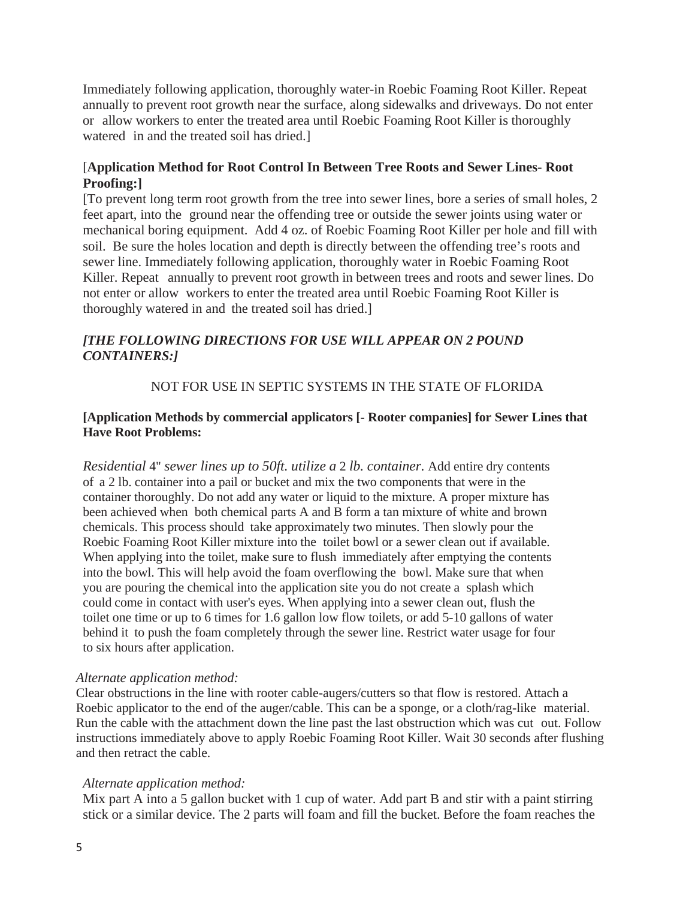Immediately following application, thoroughly water-in Roebic Foaming Root Killer. Repeat annually to prevent root growth near the surface, along sidewalks and driveways. Do not enter or allow workers to enter the treated area until Roebic Foaming Root Killer is thoroughly watered in and the treated soil has dried.]

[**Application Method for Root Control In Between Tree Roots and Sewer Lines- Root Proofing:]**

[To prevent long term root growth from the tree into sewer lines, bore a series of small holes, 2 feet apart, into the ground near the offending tree or outside the sewer joints using water or mechanical boring equipment. Add 4 oz. of Roebic Foaming Root Killer per hole and fill with soil. Be sure the holes location and depth is directly between the offending tree's roots and sewer line. Immediately following application, thoroughly water in Roebic Foaming Root Killer. Repeat annually to prevent root growth in between trees and roots and sewer lines. Do not enter or allow workers to enter the treated area until Roebic Foaming Root Killer is thoroughly watered in and the treated soil has dried.]

***[THE FOLLOWING DIRECTIONS FOR USE WILL APPEAR ON 2 POUND CONTAINERS:]***

NOT FOR USE IN SEPTIC SYSTEMS IN THE STATE OF FLORIDA

**[Application Methods by commercial applicators [- Rooter companies] for Sewer Lines that Have Root Problems:**

*Residential* 4" *sewer lines up to 50ft. utilize a* 2 *lb. container.* Add entire dry contents of a 2 lb. container into a pail or bucket and mix the two components that were in the container thoroughly. Do not add any water or liquid to the mixture. A proper mixture has been achieved when both chemical parts A and B form a tan mixture of white and brown chemicals. This process should take approximately two minutes. Then slowly pour the Roebic Foaming Root Killer mixture into the toilet bowl or a sewer clean out if available. When applying into the toilet, make sure to flush immediately after emptying the contents into the bowl. This will help avoid the foam overflowing the bowl. Make sure that when you are pouring the chemical into the application site you do not create a splash which could come in contact with user's eyes. When applying into a sewer clean out, flush the toilet one time or up to 6 times for 1.6 gallon low flow toilets, or add 5-10 gallons of water behind it to push the foam completely through the sewer line. Restrict water usage for four to six hours after application.

*Alternate application method:*

Clear obstructions in the line with rooter cable-augers/cutters so that flow is restored. Attach a Roebic applicator to the end of the auger/cable. This can be a sponge, or a cloth/rag-like material. Run the cable with the attachment down the line past the last obstruction which was cut out. Follow instructions immediately above to apply Roebic Foaming Root Killer. Wait 30 seconds after flushing and then retract the cable.

*Alternate application method:*

Mix part A into a 5 gallon bucket with 1 cup of water. Add part B and stir with a paint stirring stick or a similar device. The 2 parts will foam and fill the bucket. Before the foam reaches the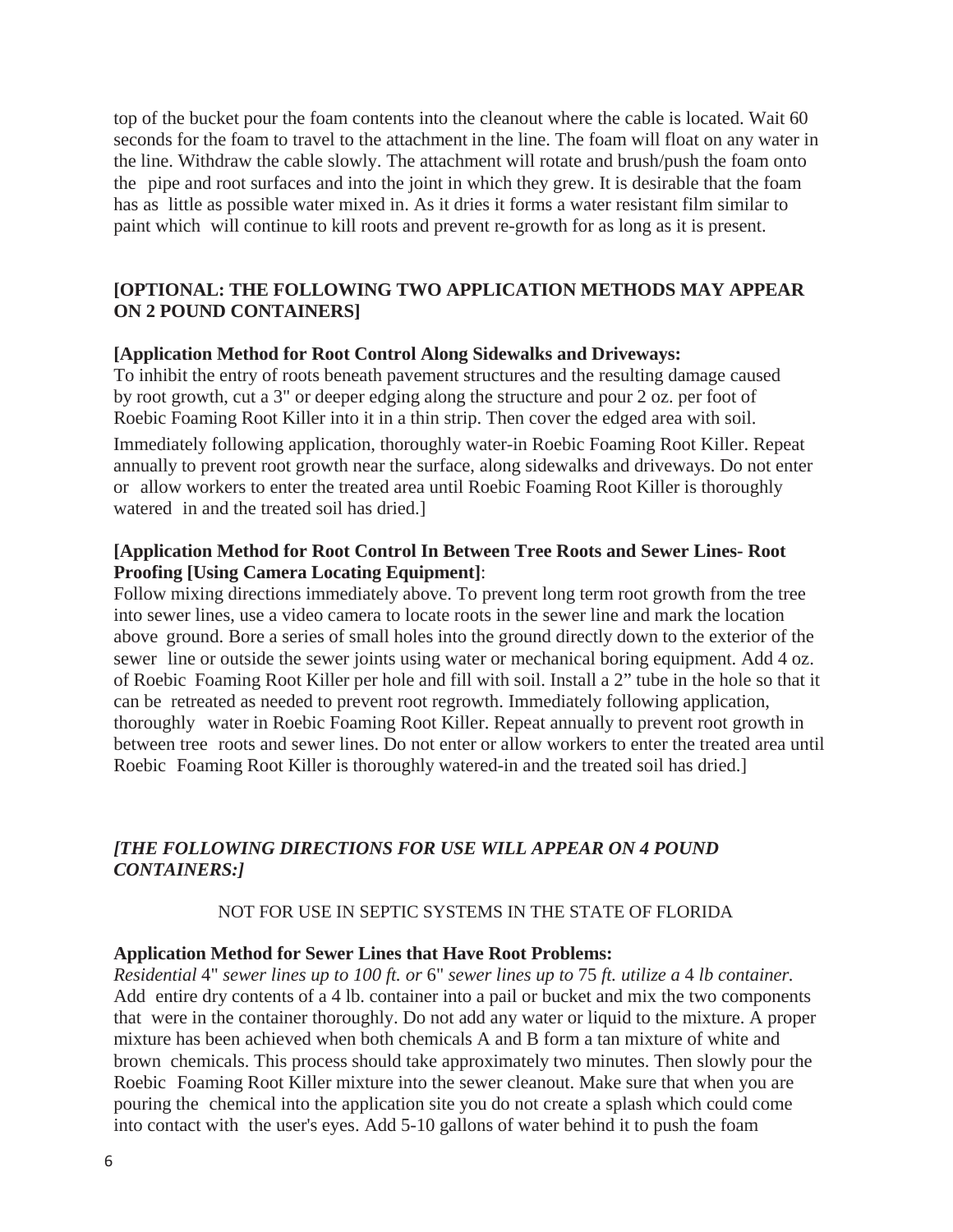top of the bucket pour the foam contents into the cleanout where the cable is located. Wait 60 seconds for the foam to travel to the attachment in the line. The foam will float on any water in the line. Withdraw the cable slowly. The attachment will rotate and brush/push the foam onto the pipe and root surfaces and into the joint in which they grew. It is desirable that the foam has as little as possible water mixed in. As it dries it forms a water resistant film similar to paint which will continue to kill roots and prevent re-growth for as long as it is present.

**[OPTIONAL: THE FOLLOWING TWO APPLICATION METHODS MAY APPEAR ON 2 POUND CONTAINERS]**

**[Application Method for Root Control Along Sidewalks and Driveways:**
To inhibit the entry of roots beneath pavement structures and the resulting damage caused by root growth, cut a 3" or deeper edging along the structure and pour 2 oz. per foot of Roebic Foaming Root Killer into it in a thin strip. Then cover the edged area with soil. Immediately following application, thoroughly water-in Roebic Foaming Root Killer. Repeat annually to prevent root growth near the surface, along sidewalks and driveways. Do not enter or allow workers to enter the treated area until Roebic Foaming Root Killer is thoroughly watered in and the treated soil has dried.]

**[Application Method for Root Control In Between Tree Roots and Sewer Lines- Root Proofing [Using Camera Locating Equipment]**:
Follow mixing directions immediately above. To prevent long term root growth from the tree into sewer lines, use a video camera to locate roots in the sewer line and mark the location above ground. Bore a series of small holes into the ground directly down to the exterior of the sewer line or outside the sewer joints using water or mechanical boring equipment. Add 4 oz. of Roebic Foaming Root Killer per hole and fill with soil. Install a 2" tube in the hole so that it can be retreated as needed to prevent root regrowth. Immediately following application, thoroughly water in Roebic Foaming Root Killer. Repeat annually to prevent root growth in between tree roots and sewer lines. Do not enter or allow workers to enter the treated area until Roebic Foaming Root Killer is thoroughly watered-in and the treated soil has dried.]

***[THE FOLLOWING DIRECTIONS FOR USE WILL APPEAR ON 4 POUND CONTAINERS:]***

NOT FOR USE IN SEPTIC SYSTEMS IN THE STATE OF FLORIDA

**Application Method for Sewer Lines that Have Root Problems:**
*Residential* 4" *sewer lines up to 100 ft. or* 6" *sewer lines up to* 75 *ft. utilize a* 4 *lb container.* Add entire dry contents of a 4 lb. container into a pail or bucket and mix the two components that were in the container thoroughly. Do not add any water or liquid to the mixture. A proper mixture has been achieved when both chemicals A and B form a tan mixture of white and brown chemicals. This process should take approximately two minutes. Then slowly pour the Roebic Foaming Root Killer mixture into the sewer cleanout. Make sure that when you are pouring the chemical into the application site you do not create a splash which could come into contact with the user's eyes. Add 5-10 gallons of water behind it to push the foam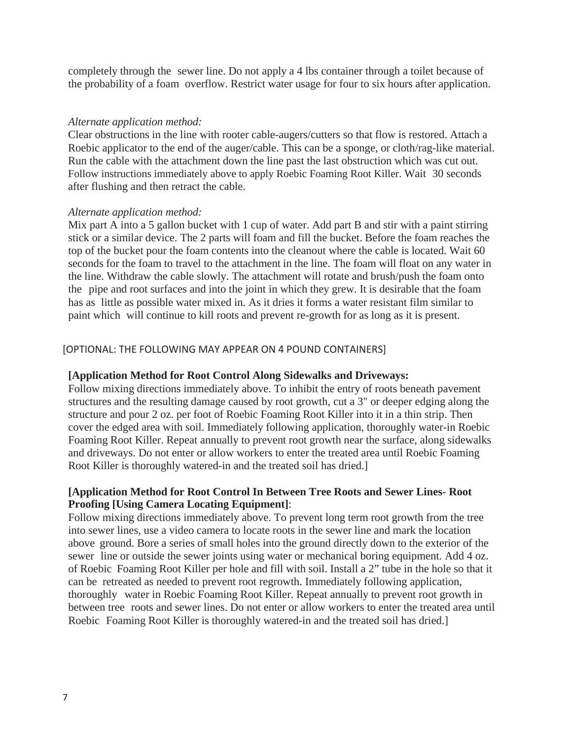completely through the sewer line. Do not apply a 4 lbs container through a toilet because of the probability of a foam overflow. Restrict water usage for four to six hours after application.

*Alternate application method:*

Clear obstructions in the line with rooter cable-augers/cutters so that flow is restored. Attach a Roebic applicator to the end of the auger/cable. This can be a sponge, or cloth/rag-like material. Run the cable with the attachment down the line past the last obstruction which was cut out. Follow instructions immediately above to apply Roebic Foaming Root Killer. Wait 30 seconds after flushing and then retract the cable.

*Alternate application method:*

Mix part A into a 5 gallon bucket with 1 cup of water. Add part B and stir with a paint stirring stick or a similar device. The 2 parts will foam and fill the bucket. Before the foam reaches the top of the bucket pour the foam contents into the cleanout where the cable is located. Wait 60 seconds for the foam to travel to the attachment in the line. The foam will float on any water in the line. Withdraw the cable slowly. The attachment will rotate and brush/push the foam onto the pipe and root surfaces and into the joint in which they grew. It is desirable that the foam has as little as possible water mixed in. As it dries it forms a water resistant film similar to paint which will continue to kill roots and prevent re-growth for as long as it is present.

[OPTIONAL: THE FOLLOWING MAY APPEAR ON 4 POUND CONTAINERS]

**[Application Method for Root Control Along Sidewalks and Driveways:**

Follow mixing directions immediately above. To inhibit the entry of roots beneath pavement structures and the resulting damage caused by root growth, cut a 3" or deeper edging along the structure and pour 2 oz. per foot of Roebic Foaming Root Killer into it in a thin strip. Then cover the edged area with soil. Immediately following application, thoroughly water-in Roebic Foaming Root Killer. Repeat annually to prevent root growth near the surface, along sidewalks and driveways. Do not enter or allow workers to enter the treated area until Roebic Foaming Root Killer is thoroughly watered-in and the treated soil has dried.]

**[Application Method for Root Control In Between Tree Roots and Sewer Lines- Root Proofing [Using Camera Locating Equipment]**:

Follow mixing directions immediately above. To prevent long term root growth from the tree into sewer lines, use a video camera to locate roots in the sewer line and mark the location above ground. Bore a series of small holes into the ground directly down to the exterior of the sewer line or outside the sewer joints using water or mechanical boring equipment. Add 4 oz. of Roebic Foaming Root Killer per hole and fill with soil. Install a 2" tube in the hole so that it can be retreated as needed to prevent root regrowth. Immediately following application, thoroughly water in Roebic Foaming Root Killer. Repeat annually to prevent root growth in between tree roots and sewer lines. Do not enter or allow workers to enter the treated area until Roebic Foaming Root Killer is thoroughly watered-in and the treated soil has dried.]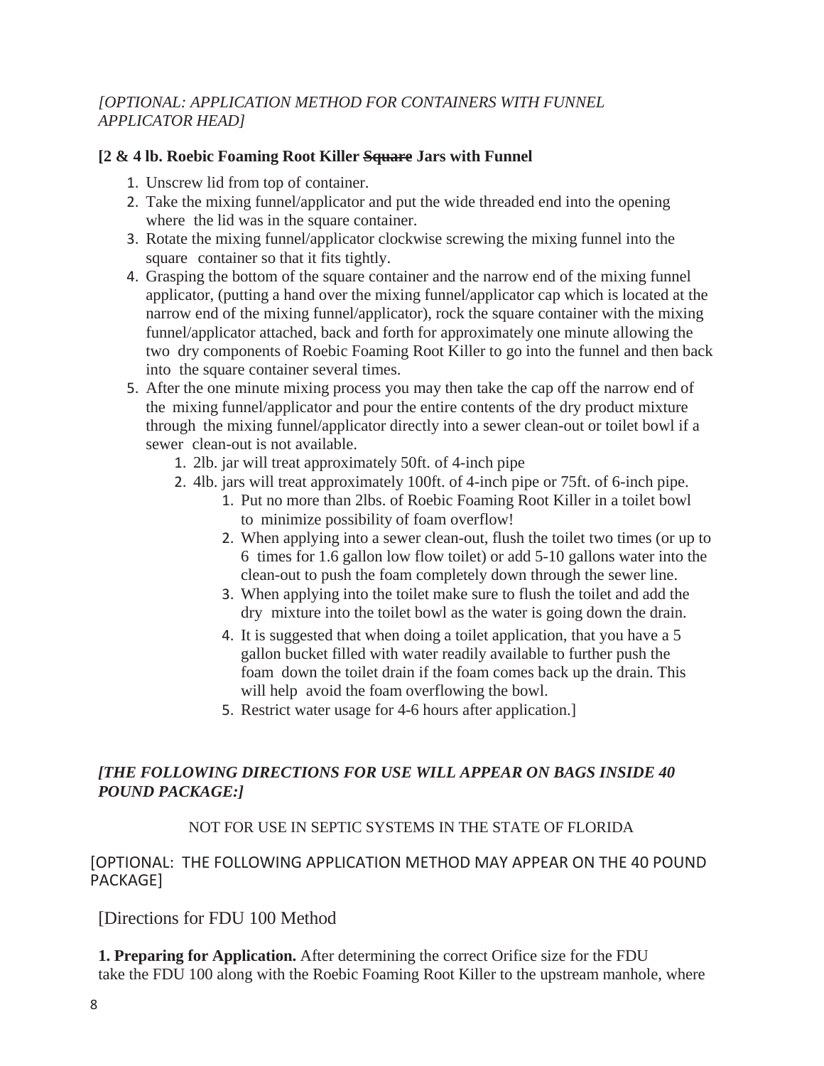*[OPTIONAL: APPLICATION METHOD FOR CONTAINERS WITH FUNNEL APPLICATOR HEAD]*

**[2 & 4 lb. Roebic Foaming Root Killer ~~Square~~ Jars with Funnel**

1. Unscrew lid from top of container.
2. Take the mixing funnel/applicator and put the wide threaded end into the opening where the lid was in the square container.
3. Rotate the mixing funnel/applicator clockwise screwing the mixing funnel into the square container so that it fits tightly.
4. Grasping the bottom of the square container and the narrow end of the mixing funnel applicator, (putting a hand over the mixing funnel/applicator cap which is located at the narrow end of the mixing funnel/applicator), rock the square container with the mixing funnel/applicator attached, back and forth for approximately one minute allowing the two dry components of Roebic Foaming Root Killer to go into the funnel and then back into the square container several times.
5. After the one minute mixing process you may then take the cap off the narrow end of the mixing funnel/applicator and pour the entire contents of the dry product mixture through the mixing funnel/applicator directly into a sewer clean-out or toilet bowl if a sewer clean-out is not available.
    1. 2lb. jar will treat approximately 50ft. of 4-inch pipe
    2. 4lb. jars will treat approximately 100ft. of 4-inch pipe or 75ft. of 6-inch pipe.
        1. Put no more than 2lbs. of Roebic Foaming Root Killer in a toilet bowl to minimize possibility of foam overflow!
        2. When applying into a sewer clean-out, flush the toilet two times (or up to 6 times for 1.6 gallon low flow toilet) or add 5-10 gallons water into the clean-out to push the foam completely down through the sewer line.
        3. When applying into the toilet make sure to flush the toilet and add the dry mixture into the toilet bowl as the water is going down the drain.
        4. It is suggested that when doing a toilet application, that you have a 5 gallon bucket filled with water readily available to further push the foam down the toilet drain if the foam comes back up the drain. This will help avoid the foam overflowing the bowl.
        5. Restrict water usage for 4-6 hours after application.]

***[THE FOLLOWING DIRECTIONS FOR USE WILL APPEAR ON BAGS INSIDE 40 POUND PACKAGE:]***

NOT FOR USE IN SEPTIC SYSTEMS IN THE STATE OF FLORIDA

[OPTIONAL: THE FOLLOWING APPLICATION METHOD MAY APPEAR ON THE 40 POUND PACKAGE]

[Directions for FDU 100 Method

**1. Preparing for Application.** After determining the correct Orifice size for the FDU take the FDU 100 along with the Roebic Foaming Root Killer to the upstream manhole, where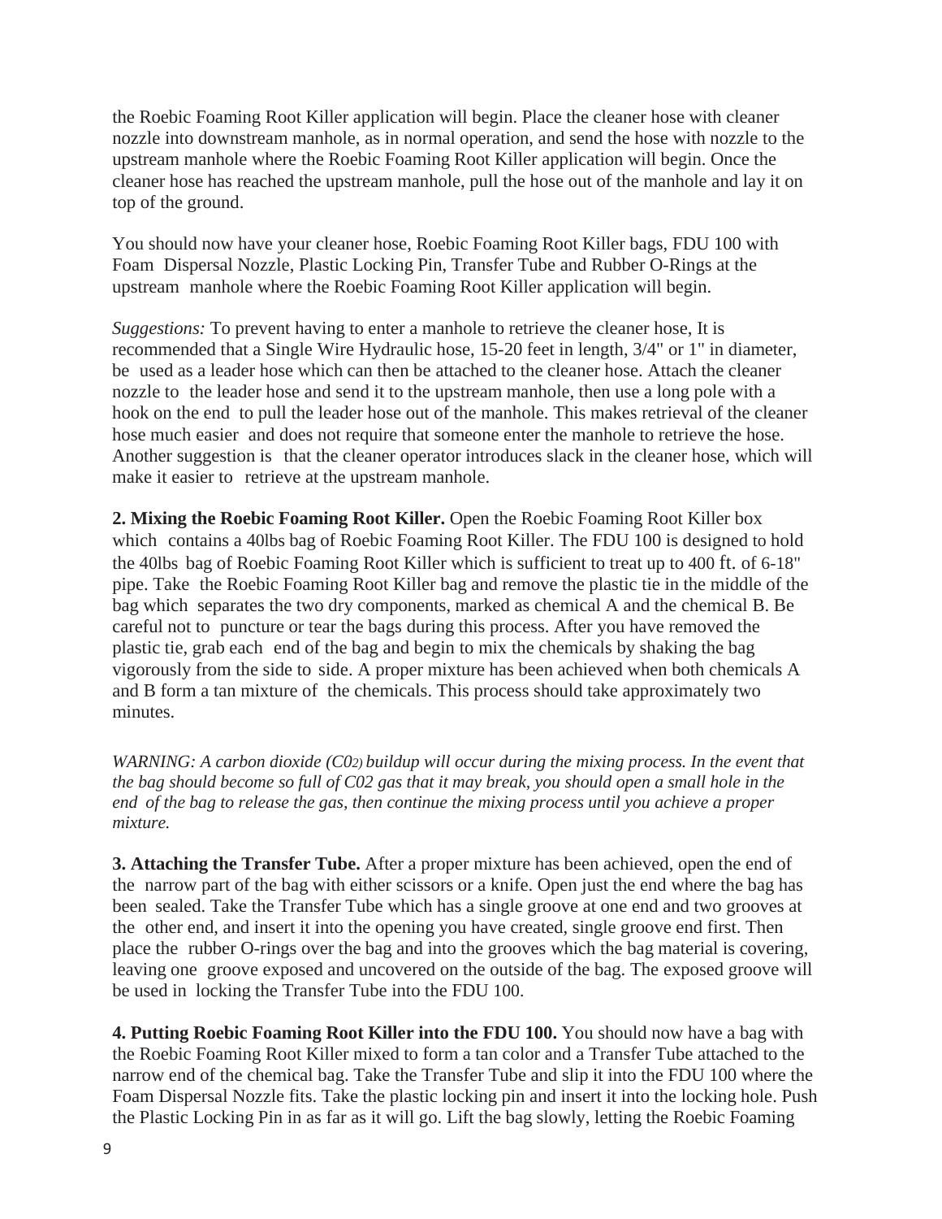the Roebic Foaming Root Killer application will begin. Place the cleaner hose with cleaner nozzle into downstream manhole, as in normal operation, and send the hose with nozzle to the upstream manhole where the Roebic Foaming Root Killer application will begin. Once the cleaner hose has reached the upstream manhole, pull the hose out of the manhole and lay it on top of the ground.

You should now have your cleaner hose, Roebic Foaming Root Killer bags, FDU 100 with Foam Dispersal Nozzle, Plastic Locking Pin, Transfer Tube and Rubber O-Rings at the upstream manhole where the Roebic Foaming Root Killer application will begin.

*Suggestions:* To prevent having to enter a manhole to retrieve the cleaner hose, It is recommended that a Single Wire Hydraulic hose, 15-20 feet in length, 3/4" or 1" in diameter, be used as a leader hose which can then be attached to the cleaner hose. Attach the cleaner nozzle to the leader hose and send it to the upstream manhole, then use a long pole with a hook on the end to pull the leader hose out of the manhole. This makes retrieval of the cleaner hose much easier and does not require that someone enter the manhole to retrieve the hose. Another suggestion is that the cleaner operator introduces slack in the cleaner hose, which will make it easier to retrieve at the upstream manhole.

**2. Mixing the Roebic Foaming Root Killer.** Open the Roebic Foaming Root Killer box which contains a 40lbs bag of Roebic Foaming Root Killer. The FDU 100 is designed to hold the 40lbs bag of Roebic Foaming Root Killer which is sufficient to treat up to 400 ft. of 6-18" pipe. Take the Roebic Foaming Root Killer bag and remove the plastic tie in the middle of the bag which separates the two dry components, marked as chemical A and the chemical B. Be careful not to puncture or tear the bags during this process. After you have removed the plastic tie, grab each end of the bag and begin to mix the chemicals by shaking the bag vigorously from the side to side. A proper mixture has been achieved when both chemicals A and B form a tan mixture of the chemicals. This process should take approximately two minutes.

*WARNING: A carbon dioxide ($C0_2$) buildup will occur during the mixing process. In the event that the bag should become so full of C02 gas that it may break, you should open a small hole in the end of the bag to release the gas, then continue the mixing process until you achieve a proper mixture.*

**3. Attaching the Transfer Tube.** After a proper mixture has been achieved, open the end of the narrow part of the bag with either scissors or a knife. Open just the end where the bag has been sealed. Take the Transfer Tube which has a single groove at one end and two grooves at the other end, and insert it into the opening you have created, single groove end first. Then place the rubber O-rings over the bag and into the grooves which the bag material is covering, leaving one groove exposed and uncovered on the outside of the bag. The exposed groove will be used in locking the Transfer Tube into the FDU 100.

**4. Putting Roebic Foaming Root Killer into the FDU 100.** You should now have a bag with the Roebic Foaming Root Killer mixed to form a tan color and a Transfer Tube attached to the narrow end of the chemical bag. Take the Transfer Tube and slip it into the FDU 100 where the Foam Dispersal Nozzle fits. Take the plastic locking pin and insert it into the locking hole. Push the Plastic Locking Pin in as far as it will go. Lift the bag slowly, letting the Roebic Foaming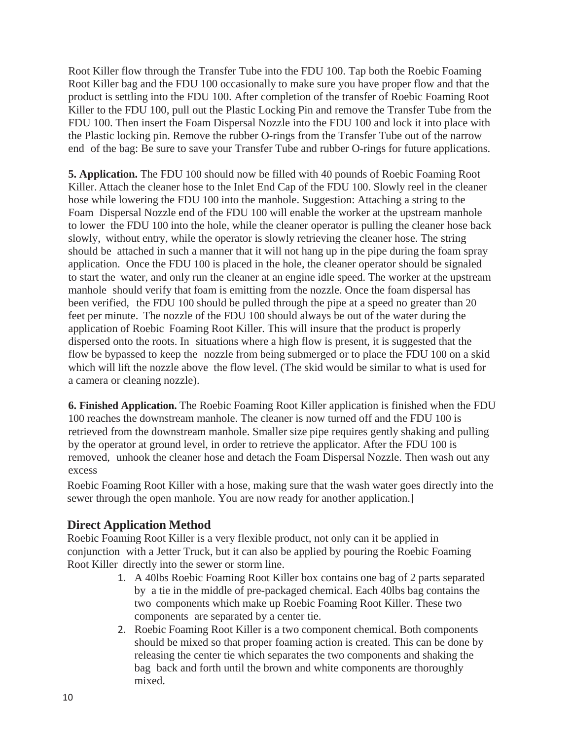Root Killer flow through the Transfer Tube into the FDU 100. Tap both the Roebic Foaming Root Killer bag and the FDU 100 occasionally to make sure you have proper flow and that the product is settling into the FDU 100. After completion of the transfer of Roebic Foaming Root Killer to the FDU 100, pull out the Plastic Locking Pin and remove the Transfer Tube from the FDU 100. Then insert the Foam Dispersal Nozzle into the FDU 100 and lock it into place with the Plastic locking pin. Remove the rubber O-rings from the Transfer Tube out of the narrow end of the bag: Be sure to save your Transfer Tube and rubber O-rings for future applications.

**5. Application.** The FDU 100 should now be filled with 40 pounds of Roebic Foaming Root Killer. Attach the cleaner hose to the Inlet End Cap of the FDU 100. Slowly reel in the cleaner hose while lowering the FDU 100 into the manhole. Suggestion: Attaching a string to the Foam Dispersal Nozzle end of the FDU 100 will enable the worker at the upstream manhole to lower the FDU 100 into the hole, while the cleaner operator is pulling the cleaner hose back slowly, without entry, while the operator is slowly retrieving the cleaner hose. The string should be attached in such a manner that it will not hang up in the pipe during the foam spray application. Once the FDU 100 is placed in the hole, the cleaner operator should be signaled to start the water, and only run the cleaner at an engine idle speed. The worker at the upstream manhole should verify that foam is emitting from the nozzle. Once the foam dispersal has been verified, the FDU 100 should be pulled through the pipe at a speed no greater than 20 feet per minute. The nozzle of the FDU 100 should always be out of the water during the application of Roebic Foaming Root Killer. This will insure that the product is properly dispersed onto the roots. In situations where a high flow is present, it is suggested that the flow be bypassed to keep the nozzle from being submerged or to place the FDU 100 on a skid which will lift the nozzle above the flow level. (The skid would be similar to what is used for a camera or cleaning nozzle).

**6. Finished Application.** The Roebic Foaming Root Killer application is finished when the FDU 100 reaches the downstream manhole. The cleaner is now turned off and the FDU 100 is retrieved from the downstream manhole. Smaller size pipe requires gently shaking and pulling by the operator at ground level, in order to retrieve the applicator. After the FDU 100 is removed, unhook the cleaner hose and detach the Foam Dispersal Nozzle. Then wash out any excess

Roebic Foaming Root Killer with a hose, making sure that the wash water goes directly into the sewer through the open manhole. You are now ready for another application.]

## Direct Application Method

Roebic Foaming Root Killer is a very flexible product, not only can it be applied in conjunction with a Jetter Truck, but it can also be applied by pouring the Roebic Foaming Root Killer directly into the sewer or storm line.

1. A 40lbs Roebic Foaming Root Killer box contains one bag of 2 parts separated by a tie in the middle of pre-packaged chemical. Each 40lbs bag contains the two components which make up Roebic Foaming Root Killer. These two components are separated by a center tie.
2. Roebic Foaming Root Killer is a two component chemical. Both components should be mixed so that proper foaming action is created. This can be done by releasing the center tie which separates the two components and shaking the bag back and forth until the brown and white components are thoroughly mixed.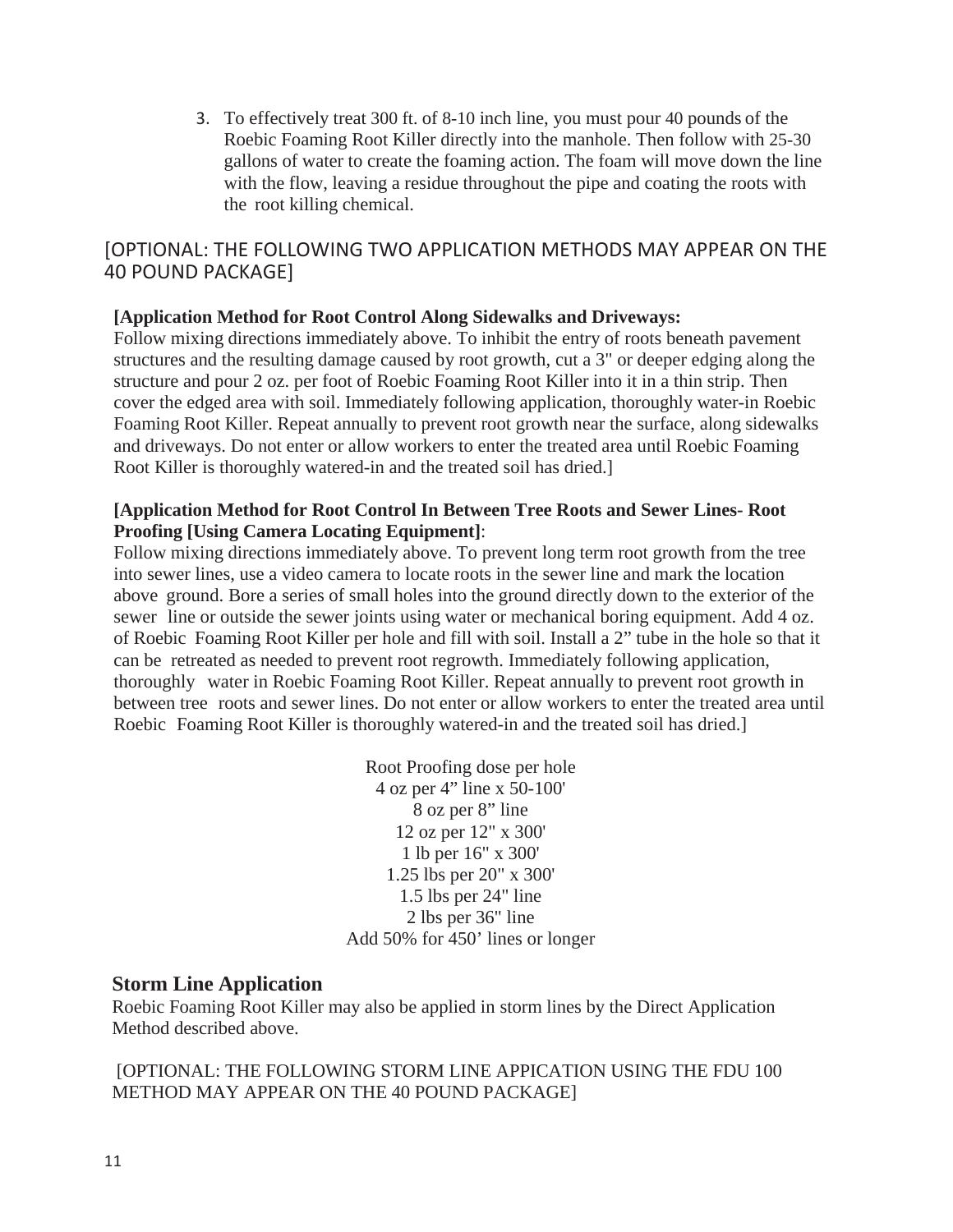3. To effectively treat 300 ft. of 8-10 inch line, you must pour 40 pounds of the Roebic Foaming Root Killer directly into the manhole. Then follow with 25-30 gallons of water to create the foaming action. The foam will move down the line with the flow, leaving a residue throughout the pipe and coating the roots with the root killing chemical.

[OPTIONAL: THE FOLLOWING TWO APPLICATION METHODS MAY APPEAR ON THE 40 POUND PACKAGE]

**[Application Method for Root Control Along Sidewalks and Driveways:**
Follow mixing directions immediately above. To inhibit the entry of roots beneath pavement structures and the resulting damage caused by root growth, cut a 3" or deeper edging along the structure and pour 2 oz. per foot of Roebic Foaming Root Killer into it in a thin strip. Then cover the edged area with soil. Immediately following application, thoroughly water-in Roebic Foaming Root Killer. Repeat annually to prevent root growth near the surface, along sidewalks and driveways. Do not enter or allow workers to enter the treated area until Roebic Foaming Root Killer is thoroughly watered-in and the treated soil has dried.]

**[Application Method for Root Control In Between Tree Roots and Sewer Lines- Root Proofing [Using Camera Locating Equipment]**:
Follow mixing directions immediately above. To prevent long term root growth from the tree into sewer lines, use a video camera to locate roots in the sewer line and mark the location above ground. Bore a series of small holes into the ground directly down to the exterior of the sewer line or outside the sewer joints using water or mechanical boring equipment. Add 4 oz. of Roebic Foaming Root Killer per hole and fill with soil. Install a 2" tube in the hole so that it can be retreated as needed to prevent root regrowth. Immediately following application, thoroughly water in Roebic Foaming Root Killer. Repeat annually to prevent root growth in between tree roots and sewer lines. Do not enter or allow workers to enter the treated area until Roebic Foaming Root Killer is thoroughly watered-in and the treated soil has dried.]

Root Proofing dose per hole
4 oz per 4" line x 50-100'
8 oz per 8" line
12 oz per 12" x 300'
1 lb per 16" x 300'
1.25 lbs per 20" x 300'
1.5 lbs per 24" line
2 lbs per 36" line
Add 50% for 450' lines or longer

## Storm Line Application

Roebic Foaming Root Killer may also be applied in storm lines by the Direct Application Method described above.

[OPTIONAL: THE FOLLOWING STORM LINE APPICATION USING THE FDU 100 METHOD MAY APPEAR ON THE 40 POUND PACKAGE]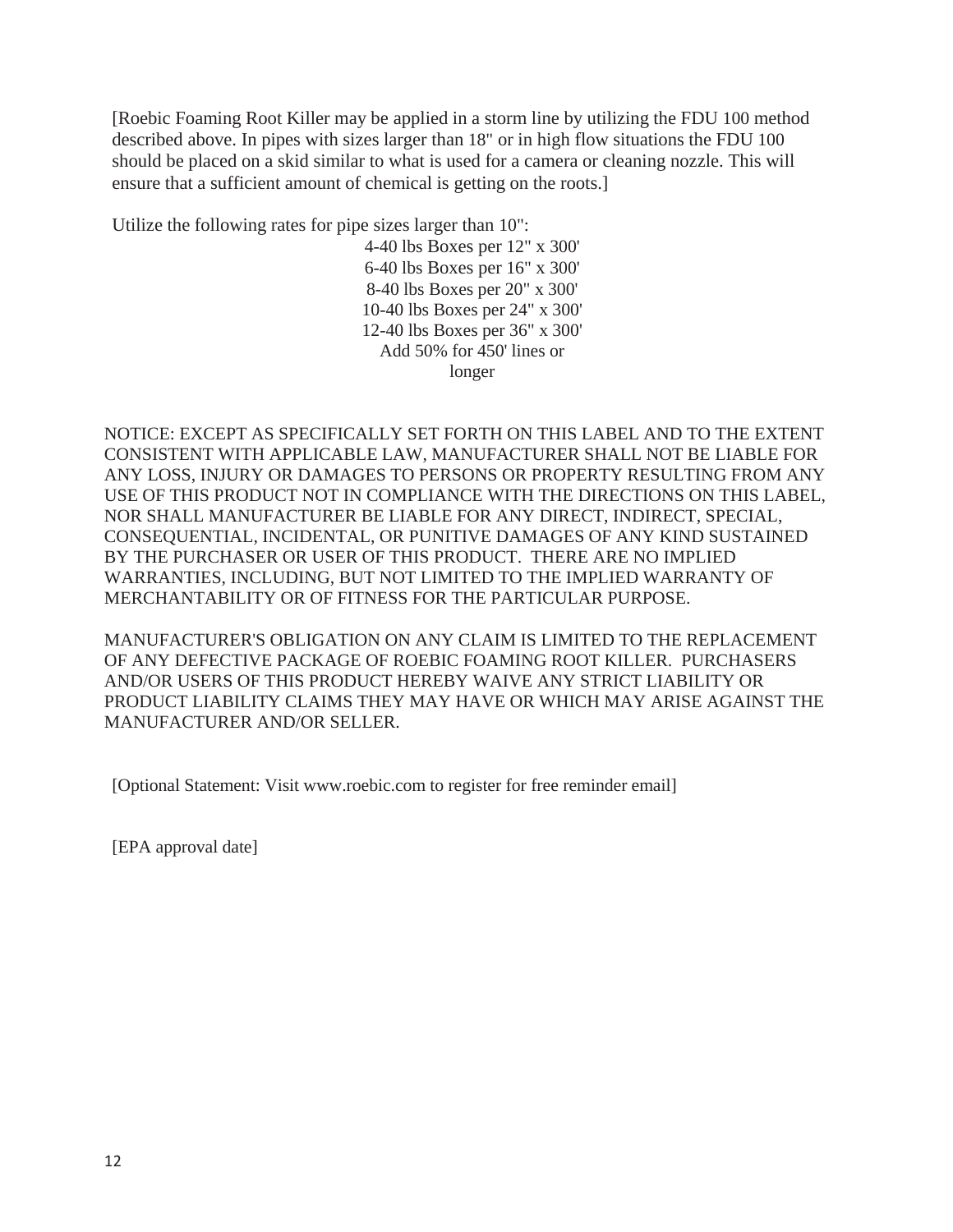[Roebic Foaming Root Killer may be applied in a storm line by utilizing the FDU 100 method described above. In pipes with sizes larger than 18" or in high flow situations the FDU 100 should be placed on a skid similar to what is used for a camera or cleaning nozzle. This will ensure that a sufficient amount of chemical is getting on the roots.]

Utilize the following rates for pipe sizes larger than 10":

4-40 lbs Boxes per 12" x 300'
6-40 lbs Boxes per 16" x 300'
8-40 lbs Boxes per 20" x 300'
10-40 lbs Boxes per 24" x 300'
12-40 lbs Boxes per 36" x 300'
Add 50% for 450' lines or longer

NOTICE: EXCEPT AS SPECIFICALLY SET FORTH ON THIS LABEL AND TO THE EXTENT CONSISTENT WITH APPLICABLE LAW, MANUFACTURER SHALL NOT BE LIABLE FOR ANY LOSS, INJURY OR DAMAGES TO PERSONS OR PROPERTY RESULTING FROM ANY USE OF THIS PRODUCT NOT IN COMPLIANCE WITH THE DIRECTIONS ON THIS LABEL, NOR SHALL MANUFACTURER BE LIABLE FOR ANY DIRECT, INDIRECT, SPECIAL, CONSEQUENTIAL, INCIDENTAL, OR PUNITIVE DAMAGES OF ANY KIND SUSTAINED BY THE PURCHASER OR USER OF THIS PRODUCT. THERE ARE NO IMPLIED WARRANTIES, INCLUDING, BUT NOT LIMITED TO THE IMPLIED WARRANTY OF MERCHANTABILITY OR OF FITNESS FOR THE PARTICULAR PURPOSE.

MANUFACTURER'S OBLIGATION ON ANY CLAIM IS LIMITED TO THE REPLACEMENT OF ANY DEFECTIVE PACKAGE OF ROEBIC FOAMING ROOT KILLER. PURCHASERS AND/OR USERS OF THIS PRODUCT HEREBY WAIVE ANY STRICT LIABILITY OR PRODUCT LIABILITY CLAIMS THEY MAY HAVE OR WHICH MAY ARISE AGAINST THE MANUFACTURER AND/OR SELLER.

[Optional Statement: Visit www.roebic.com to register for free reminder email]

[EPA approval date]